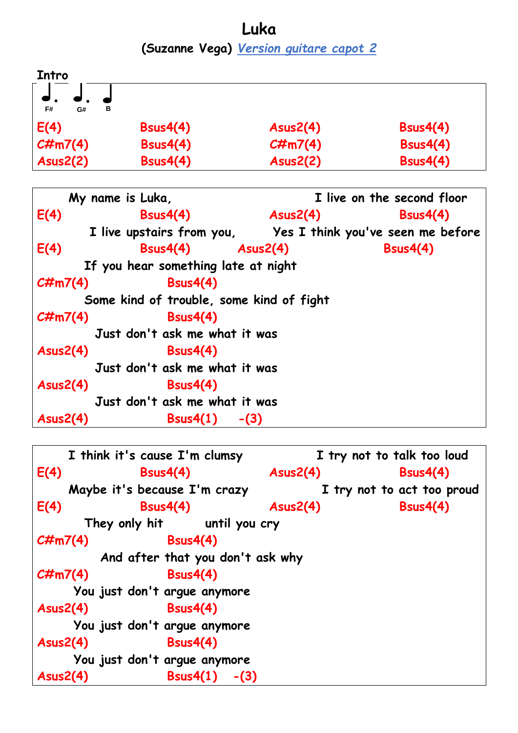# Luka

**(Suzanne Vega)** *[Version guitare capot 2]*

**Intro**

F# G# B

```
E(4)           Bsus4(4)          Asus2(4)          Bsus4(4)
C#m7(4)        Bsus4(4)          C#m7(4)           Bsus4(4)
Asus2(2)       Bsus4(4)          Asus2(2)          Bsus4(4)
```

```
     My name is Luka,                        I live on the second floor
E(4)           Bsus4(4)          Asus2(4)          Bsus4(4)
        I live upstairs from you,       Yes I think you've seen me before
E(4)           Bsus4(4)      Asus2(4)              Bsus4(4)
       If you hear something late at night
C#m7(4)            Bsus4(4)
       Some kind of trouble, some kind of fight
C#m7(4)            Bsus4(4)
         Just don't ask me what it was
Asus2(4)           Bsus4(4)
         Just don't ask me what it was
Asus2(4)           Bsus4(4)
         Just don't ask me what it was
Asus2(4)           Bsus4(1)    -(3)
```

```
     I think it's cause I'm clumsy                I try not to talk too loud
E(4)           Bsus4(4)          Asus2(4)          Bsus4(4)
     Maybe it's because I'm crazy                  I try not to act too proud
E(4)           Bsus4(4)          Asus2(4)          Bsus4(4)
       They only hit         until you cry
C#m7(4)            Bsus4(4)
          And after that you don't ask why
C#m7(4)            Bsus4(4)
      You just don't argue anymore
Asus2(4)           Bsus4(4)
      You just don't argue anymore
Asus2(4)           Bsus4(4)
      You just don't argue anymore
Asus2(4)           Bsus4(1)   -(3)
```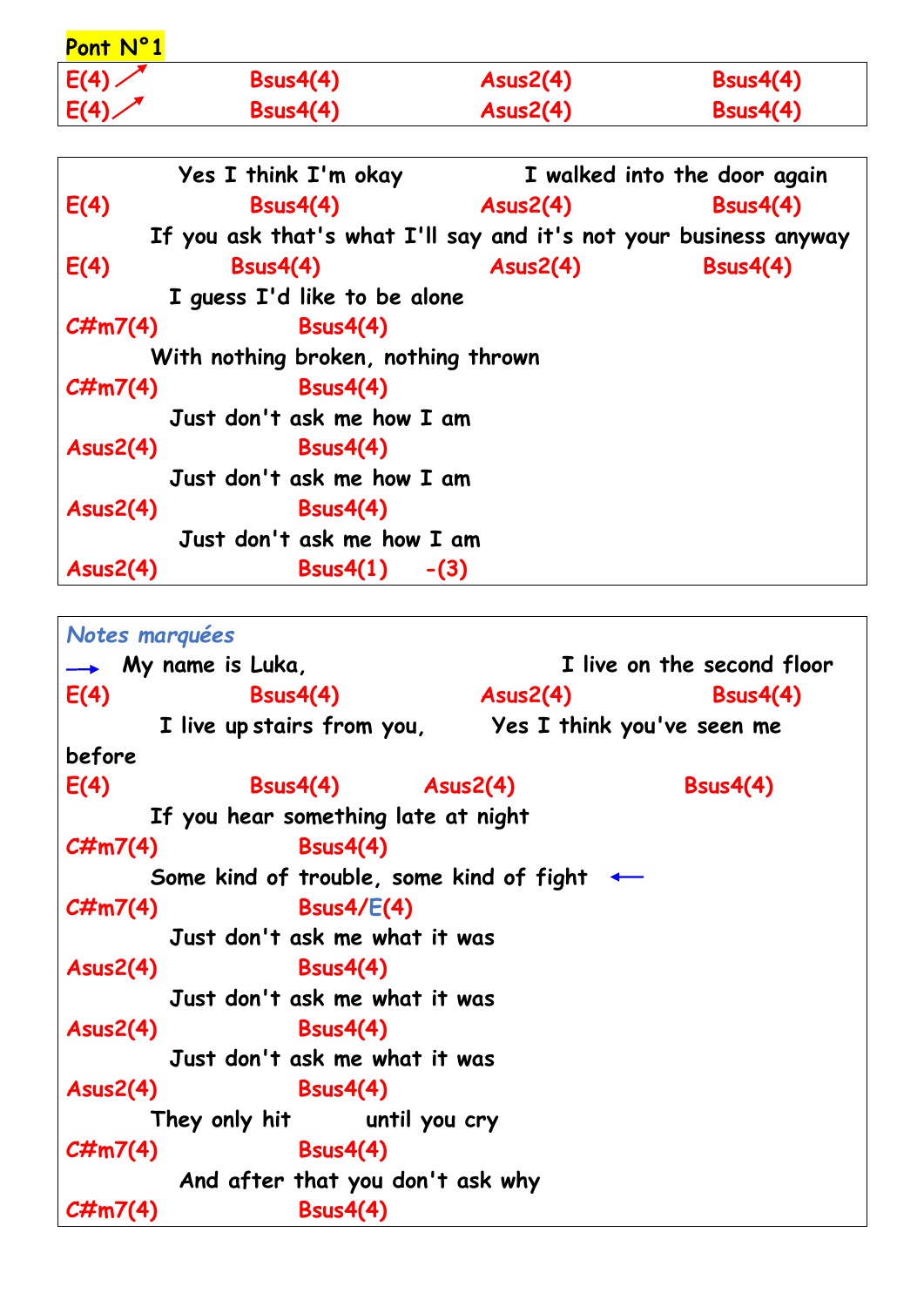**Pont N°1**

| | | | |
|---|---|---|---|
| E(4) ↗ | Bsus4(4) | Asus2(4) | Bsus4(4) |
| E(4) ↗ | Bsus4(4) | Asus2(4) | Bsus4(4) |

```
           Yes I think I'm okay            I walked into the door again
E(4)             Bsus4(4)           Asus2(4)              Bsus4(4)
         If you ask that's what I'll say and it's not your business anyway
E(4)             Bsus4(4)           Asus2(4)              Bsus4(4)
           I guess I'd like to be alone
C#m7(4)              Bsus4(4)
         With nothing broken, nothing thrown
C#m7(4)              Bsus4(4)
           Just don't ask me how I am
Asus2(4)             Bsus4(4)
           Just don't ask me how I am
Asus2(4)             Bsus4(4)
            Just don't ask me how I am
Asus2(4)             Bsus4(1)     -(3)
```

*Notes marquées*

```
→  My name is Luka,                          I live on the second floor
E(4)             Bsus4(4)           Asus2(4)              Bsus4(4)
          I live up stairs from you,       Yes I think you've seen me
before
E(4)             Bsus4(4)       Asus2(4)                 Bsus4(4)
         If you hear something late at night
C#m7(4)              Bsus4(4)
         Some kind of trouble, some kind of fight  ←
C#m7(4)              Bsus4/E(4)
           Just don't ask me what it was
Asus2(4)             Bsus4(4)
           Just don't ask me what it was
Asus2(4)             Bsus4(4)
           Just don't ask me what it was
Asus2(4)             Bsus4(4)
         They only hit         until you cry
C#m7(4)              Bsus4(4)
            And after that you don't ask why
C#m7(4)              Bsus4(4)
```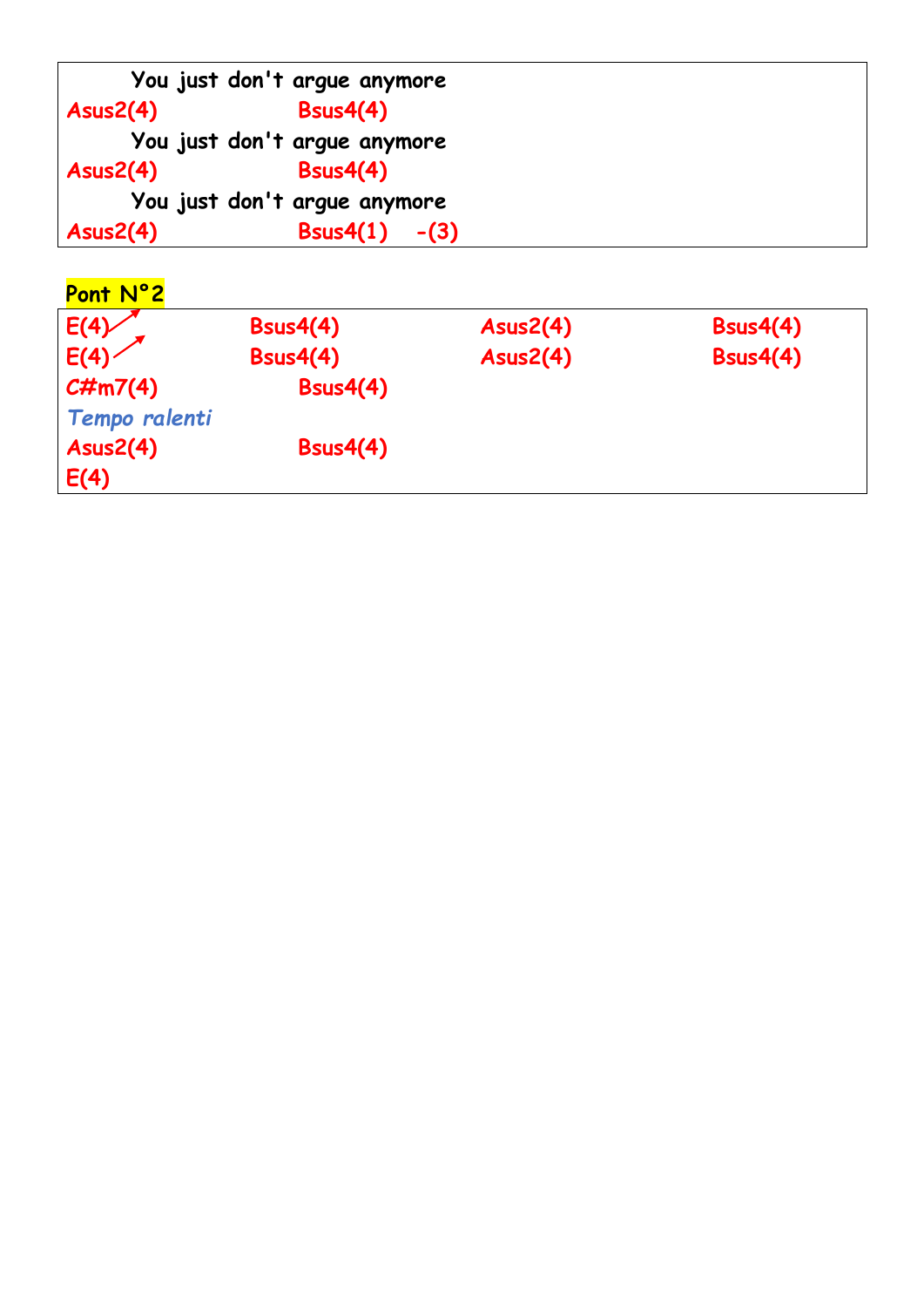You just don't argue anymore
Asus2(4)                Bsus4(4)
You just don't argue anymore
Asus2(4)                Bsus4(4)
You just don't argue anymore
Asus2(4)                Bsus4(1)   -(3)

**Pont N°2**

| | | | |
|---|---|---|---|
| E(4) ↗ | Bsus4(4) | Asus2(4) | Bsus4(4) |
| E(4) ↗ | Bsus4(4) | Asus2(4) | Bsus4(4) |
| C#m7(4) | Bsus4(4) | | |
| *Tempo ralenti* | | | |
| Asus2(4) | Bsus4(4) | | |
| E(4) | | | |